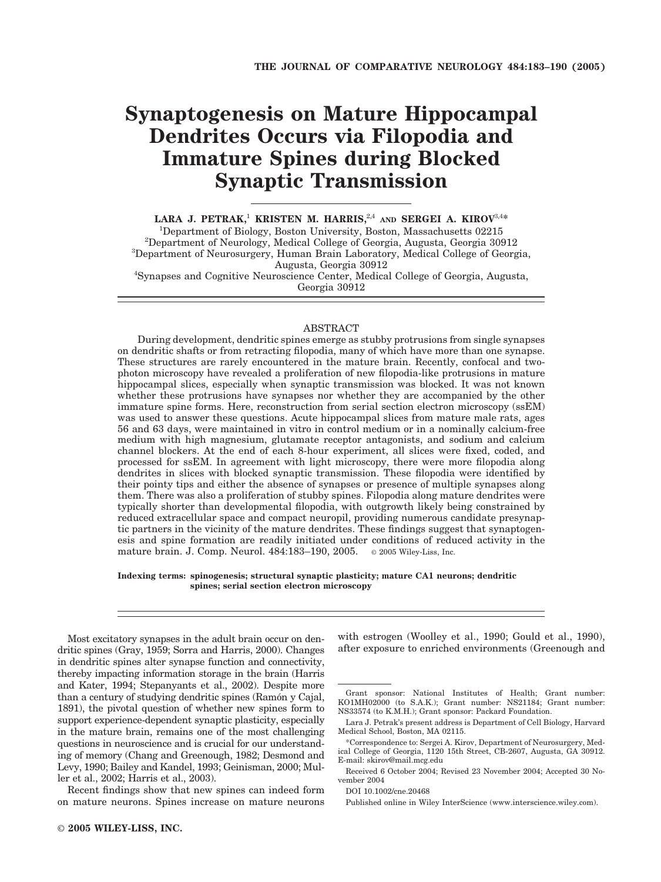# Synaptogenesis on Mature Hippocampal Dendrites Occurs via Filopodia and Immature Spines during Blocked Synaptic Transmission

**LARA J. PETRAK,[1] KRISTEN M. HARRIS,[2,4] AND SERGEI A. KIROV[3,4]***

[1]Department of Biology, Boston University, Boston, Massachusetts 02215
[2]Department of Neurology, Medical College of Georgia, Augusta, Georgia 30912
[3]Department of Neurosurgery, Human Brain Laboratory, Medical College of Georgia, Augusta, Georgia 30912
[4]Synapses and Cognitive Neuroscience Center, Medical College of Georgia, Augusta, Georgia 30912

## ABSTRACT

During development, dendritic spines emerge as stubby protrusions from single synapses on dendritic shafts or from retracting filopodia, many of which have more than one synapse. These structures are rarely encountered in the mature brain. Recently, confocal and two-photon microscopy have revealed a proliferation of new filopodia-like protrusions in mature hippocampal slices, especially when synaptic transmission was blocked. It was not known whether these protrusions have synapses nor whether they are accompanied by the other immature spine forms. Here, reconstruction from serial section electron microscopy (ssEM) was used to answer these questions. Acute hippocampal slices from mature male rats, ages 56 and 63 days, were maintained in vitro in control medium or in a nominally calcium-free medium with high magnesium, glutamate receptor antagonists, and sodium and calcium channel blockers. At the end of each 8-hour experiment, all slices were fixed, coded, and processed for ssEM. In agreement with light microscopy, there were more filopodia along dendrites in slices with blocked synaptic transmission. These filopodia were identified by their pointy tips and either the absence of synapses or presence of multiple synapses along them. There was also a proliferation of stubby spines. Filopodia along mature dendrites were typically shorter than developmental filopodia, with outgrowth likely being constrained by reduced extracellular space and compact neuropil, providing numerous candidate presynaptic partners in the vicinity of the mature dendrites. These findings suggest that synaptogenesis and spine formation are readily initiated under conditions of reduced activity in the mature brain. J. Comp. Neurol. 484:183–190, 2005. © 2005 Wiley-Liss, Inc.

**Indexing terms:** spinogenesis; structural synaptic plasticity; mature CA1 neurons; dendritic spines; serial section electron microscopy

Most excitatory synapses in the adult brain occur on dendritic spines (Gray, 1959; Sorra and Harris, 2000). Changes in dendritic spines alter synapse function and connectivity, thereby impacting information storage in the brain (Harris and Kater, 1994; Stepanyants et al., 2002). Despite more than a century of studying dendritic spines (Ramón y Cajal, 1891), the pivotal question of whether new spines form to support experience-dependent synaptic plasticity, especially in the mature brain, remains one of the most challenging questions in neuroscience and is crucial for our understanding of memory (Chang and Greenough, 1982; Desmond and Levy, 1990; Bailey and Kandel, 1993; Geinisman, 2000; Muller et al., 2002; Harris et al., 2003).

Recent findings show that new spines can indeed form on mature neurons. Spines increase on mature neurons with estrogen (Woolley et al., 1990; Gould et al., 1990), after exposure to enriched environments (Greenough and

---

Grant sponsor: National Institutes of Health; Grant number: KO1MH02000 (to S.A.K.); Grant number: NS21184; Grant number: NS33574 (to K.M.H.); Grant sponsor: Packard Foundation.

Lara J. Petrak's present address is Department of Cell Biology, Harvard Medical School, Boston, MA 02115.

*Correspondence to: Sergei A. Kirov, Department of Neurosurgery, Medical College of Georgia, 1120 15th Street, CB-2607, Augusta, GA 30912. E-mail: skirov@mail.mcg.edu

Received 6 October 2004; Revised 23 November 2004; Accepted 30 November 2004

DOI 10.1002/cne.20468

Published online in Wiley InterScience (www.interscience.wiley.com).

© 2005 WILEY-LISS, INC.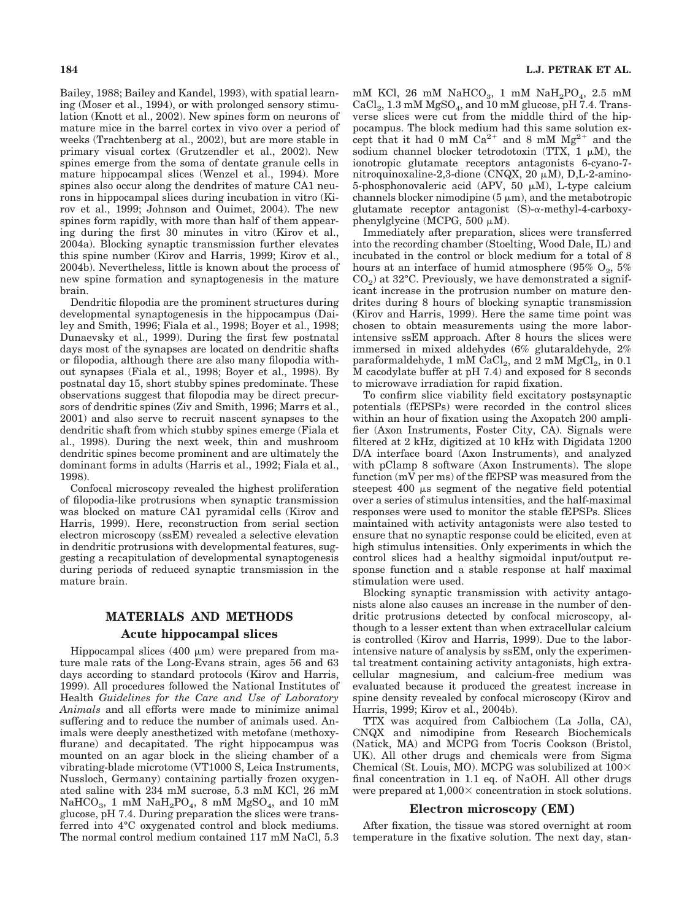Bailey, 1988; Bailey and Kandel, 1993), with spatial learning (Moser et al., 1994), or with prolonged sensory stimulation (Knott et al., 2002). New spines form on neurons of mature mice in the barrel cortex in vivo over a period of weeks (Trachtenberg at al., 2002), but are more stable in primary visual cortex (Grutzendler et al., 2002). New spines emerge from the soma of dentate granule cells in mature hippocampal slices (Wenzel et al., 1994). More spines also occur along the dendrites of mature CA1 neurons in hippocampal slices during incubation in vitro (Kirov et al., 1999; Johnson and Ouimet, 2004). The new spines form rapidly, with more than half of them appearing during the first 30 minutes in vitro (Kirov et al., 2004a). Blocking synaptic transmission further elevates this spine number (Kirov and Harris, 1999; Kirov et al., 2004b). Nevertheless, little is known about the process of new spine formation and synaptogenesis in the mature brain.

Dendritic filopodia are the prominent structures during developmental synaptogenesis in the hippocampus (Dailey and Smith, 1996; Fiala et al., 1998; Boyer et al., 1998; Dunaevsky et al., 1999). During the first few postnatal days most of the synapses are located on dendritic shafts or filopodia, although there are also many filopodia without synapses (Fiala et al., 1998; Boyer et al., 1998). By postnatal day 15, short stubby spines predominate. These observations suggest that filopodia may be direct precursors of dendritic spines (Ziv and Smith, 1996; Marrs et al., 2001) and also serve to recruit nascent synapses to the dendritic shaft from which stubby spines emerge (Fiala et al., 1998). During the next week, thin and mushroom dendritic spines become prominent and are ultimately the dominant forms in adults (Harris et al., 1992; Fiala et al., 1998).

Confocal microscopy revealed the highest proliferation of filopodia-like protrusions when synaptic transmission was blocked on mature CA1 pyramidal cells (Kirov and Harris, 1999). Here, reconstruction from serial section electron microscopy (ssEM) revealed a selective elevation in dendritic protrusions with developmental features, suggesting a recapitulation of developmental synaptogenesis during periods of reduced synaptic transmission in the mature brain.

## MATERIALS AND METHODS

### Acute hippocampal slices

Hippocampal slices (400 μm) were prepared from mature male rats of the Long-Evans strain, ages 56 and 63 days according to standard protocols (Kirov and Harris, 1999). All procedures followed the National Institutes of Health *Guidelines for the Care and Use of Laboratory Animals* and all efforts were made to minimize animal suffering and to reduce the number of animals used. Animals were deeply anesthetized with metofane (methoxyflurane) and decapitated. The right hippocampus was mounted on an agar block in the slicing chamber of a vibrating-blade microtome (VT1000 S, Leica Instruments, Nussloch, Germany) containing partially frozen oxygenated saline with 234 mM sucrose, 5.3 mM KCl, 26 mM $NaHCO_3$, 1 mM $NaH_2PO_4$, 8 mM $MgSO_4$, and 10 mM glucose, pH 7.4. During preparation the slices were transferred into 4°C oxygenated control and block mediums. The normal control medium contained 117 mM NaCl, 5.3 mM KCl, 26 mM $NaHCO_3$, 1 mM $NaH_2PO_4$, 2.5 mM $CaCl_2$, 1.3 mM $MgSO_4$, and 10 mM glucose, pH 7.4. Transverse slices were cut from the middle third of the hippocampus. The block medium had this same solution except that it had 0 mM $Ca^{2+}$ and 8 mM $Mg^{2+}$ and the sodium channel blocker tetrodotoxin (TTX, 1 μM), the ionotropic glutamate receptors antagonists 6-cyano-7-nitroquinoxaline-2,3-dione (CNQX, 20 μM), D,L-2-amino-5-phosphonovaleric acid (APV, 50 μM), L-type calcium channels blocker nimodipine (5 μm), and the metabotropic glutamate receptor antagonist (S)-α-methyl-4-carboxyphenylglycine (MCPG, 500 μM).

Immediately after preparation, slices were transferred into the recording chamber (Stoelting, Wood Dale, IL) and incubated in the control or block medium for a total of 8 hours at an interface of humid atmosphere (95% $O_2$, 5% $CO_2$) at 32°C. Previously, we have demonstrated a significant increase in the protrusion number on mature dendrites during 8 hours of blocking synaptic transmission (Kirov and Harris, 1999). Here the same time point was chosen to obtain measurements using the more labor-intensive ssEM approach. After 8 hours the slices were immersed in mixed aldehydes (6% glutaraldehyde, 2% paraformaldehyde, 1 mM $CaCl_2$, and 2 mM $MgCl_2$, in 0.1 M cacodylate buffer at pH 7.4) and exposed for 8 seconds to microwave irradiation for rapid fixation.

To confirm slice viability field excitatory postsynaptic potentials (fEPSPs) were recorded in the control slices within an hour of fixation using the Axopatch 200 amplifier (Axon Instruments, Foster City, CA). Signals were filtered at 2 kHz, digitized at 10 kHz with Digidata 1200 D/A interface board (Axon Instruments), and analyzed with pClamp 8 software (Axon Instruments). The slope function (mV per ms) of the fEPSP was measured from the steepest 400 μs segment of the negative field potential over a series of stimulus intensities, and the half-maximal responses were used to monitor the stable fEPSPs. Slices maintained with activity antagonists were also tested to ensure that no synaptic response could be elicited, even at high stimulus intensities. Only experiments in which the control slices had a healthy sigmoidal input/output response function and a stable response at half maximal stimulation were used.

Blocking synaptic transmission with activity antagonists alone also causes an increase in the number of dendritic protrusions detected by confocal microscopy, although to a lesser extent than when extracellular calcium is controlled (Kirov and Harris, 1999). Due to the labor-intensive nature of analysis by ssEM, only the experimental treatment containing activity antagonists, high extracellular magnesium, and calcium-free medium was evaluated because it produced the greatest increase in spine density revealed by confocal microscopy (Kirov and Harris, 1999; Kirov et al., 2004b).

TTX was acquired from Calbiochem (La Jolla, CA), CNQX and nimodipine from Research Biochemicals (Natick, MA) and MCPG from Tocris Cookson (Bristol, UK). All other drugs and chemicals were from Sigma Chemical (St. Louis, MO). MCPG was solubilized at 100× final concentration in 1.1 eq. of NaOH. All other drugs were prepared at 1,000× concentration in stock solutions.

### Electron microscopy (EM)

After fixation, the tissue was stored overnight at room temperature in the fixative solution. The next day, stan-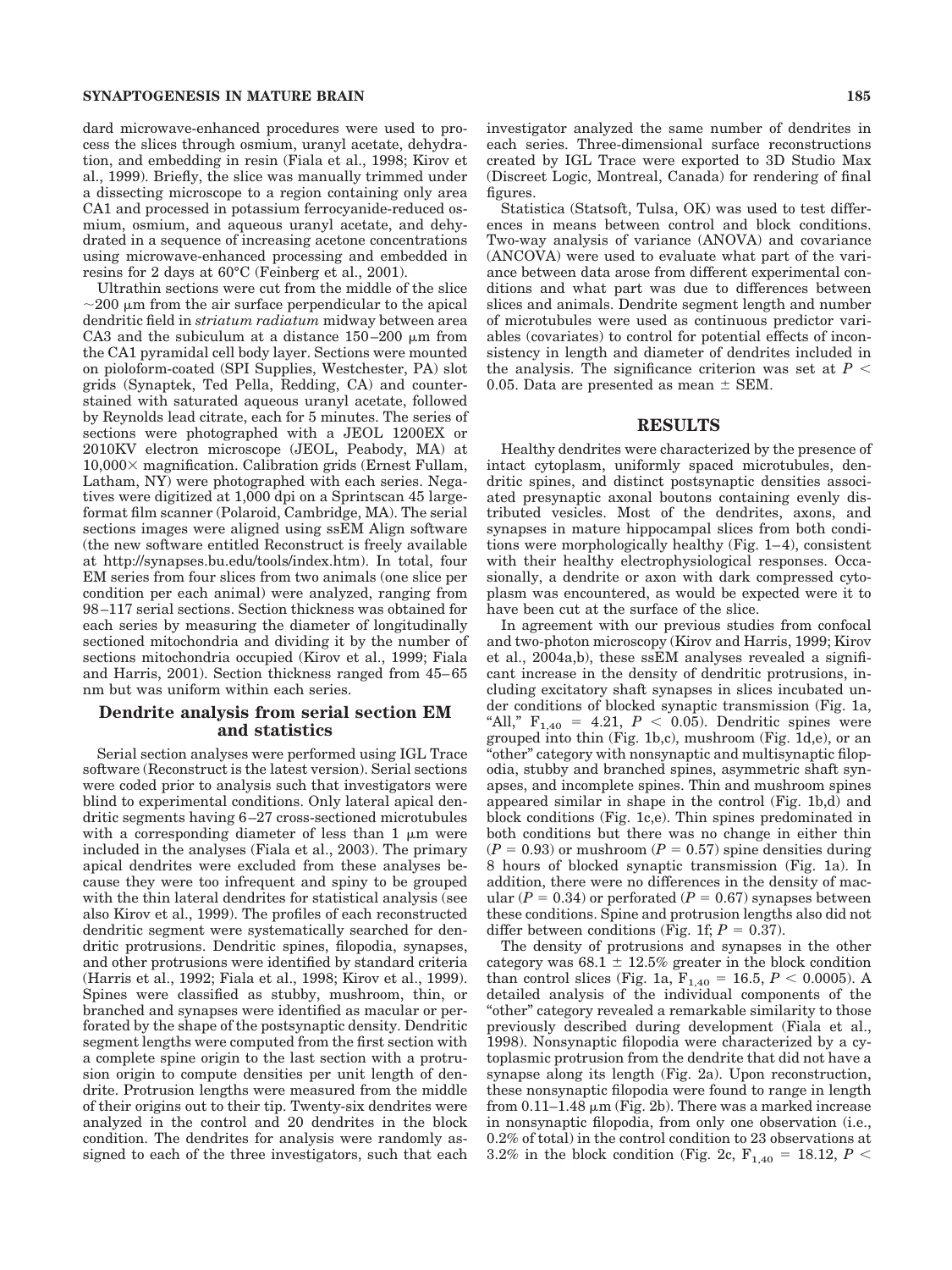dard microwave-enhanced procedures were used to process the slices through osmium, uranyl acetate, dehydration, and embedding in resin (Fiala et al., 1998; Kirov et al., 1999). Briefly, the slice was manually trimmed under a dissecting microscope to a region containing only area CA1 and processed in potassium ferrocyanide-reduced osmium, osmium, and aqueous uranyl acetate, and dehydrated in a sequence of increasing acetone concentrations using microwave-enhanced processing and embedded in resins for 2 days at 60°C (Feinberg et al., 2001).

Ultrathin sections were cut from the middle of the slice ~200 μm from the air surface perpendicular to the apical dendritic field in *striatum radiatum* midway between area CA3 and the subiculum at a distance 150–200 μm from the CA1 pyramidal cell body layer. Sections were mounted on pioloform-coated (SPI Supplies, Westchester, PA) slot grids (Synaptek, Ted Pella, Redding, CA) and counterstained with saturated aqueous uranyl acetate, followed by Reynolds lead citrate, each for 5 minutes. The series of sections were photographed with a JEOL 1200EX or 2010KV electron microscope (JEOL, Peabody, MA) at 10,000× magnification. Calibration grids (Ernest Fullam, Latham, NY) were photographed with each series. Negatives were digitized at 1,000 dpi on a Sprintscan 45 large-format film scanner (Polaroid, Cambridge, MA). The serial sections images were aligned using ssEM Align software (the new software entitled Reconstruct is freely available at http://synapses.bu.edu/tools/index.htm). In total, four EM series from four slices from two animals (one slice per condition per each animal) were analyzed, ranging from 98–117 serial sections. Section thickness was obtained for each series by measuring the diameter of longitudinally sectioned mitochondria and dividing it by the number of sections mitochondria occupied (Kirov et al., 1999; Fiala and Harris, 2001). Section thickness ranged from 45–65 nm but was uniform within each series.

## Dendrite analysis from serial section EM and statistics

Serial section analyses were performed using IGL Trace software (Reconstruct is the latest version). Serial sections were coded prior to analysis such that investigators were blind to experimental conditions. Only lateral apical dendritic segments having 6–27 cross-sectioned microtubules with a corresponding diameter of less than 1 μm were included in the analyses (Fiala et al., 2003). The primary apical dendrites were excluded from these analyses because they were too infrequent and spiny to be grouped with the thin lateral dendrites for statistical analysis (see also Kirov et al., 1999). The profiles of each reconstructed dendritic segment were systematically searched for dendritic protrusions. Dendritic spines, filopodia, synapses, and other protrusions were identified by standard criteria (Harris et al., 1992; Fiala et al., 1998; Kirov et al., 1999). Spines were classified as stubby, mushroom, thin, or branched and synapses were identified as macular or perforated by the shape of the postsynaptic density. Dendritic segment lengths were computed from the first section with a complete spine origin to the last section with a protrusion origin to compute densities per unit length of dendrite. Protrusion lengths were measured from the middle of their origins out to their tip. Twenty-six dendrites were analyzed in the control and 20 dendrites in the block condition. The dendrites for analysis were randomly assigned to each of the three investigators, such that each investigator analyzed the same number of dendrites in each series. Three-dimensional surface reconstructions created by IGL Trace were exported to 3D Studio Max (Discreet Logic, Montreal, Canada) for rendering of final figures.

Statistica (Statsoft, Tulsa, OK) was used to test differences in means between control and block conditions. Two-way analysis of variance (ANOVA) and covariance (ANCOVA) were used to evaluate what part of the variance between data arose from different experimental conditions and what part was due to differences between slices and animals. Dendrite segment length and number of microtubules were used as continuous predictor variables (covariates) to control for potential effects of inconsistency in length and diameter of dendrites included in the analysis. The significance criterion was set at $P < 0.05$. Data are presented as mean ± SEM.

# RESULTS

Healthy dendrites were characterized by the presence of intact cytoplasm, uniformly spaced microtubules, dendritic spines, and distinct postsynaptic densities associated presynaptic axonal boutons containing evenly distributed vesicles. Most of the dendrites, axons, and synapses in mature hippocampal slices from both conditions were morphologically healthy (Fig. 1–4), consistent with their healthy electrophysiological responses. Occasionally, a dendrite or axon with dark compressed cytoplasm was encountered, as would be expected were it to have been cut at the surface of the slice.

In agreement with our previous studies from confocal and two-photon microscopy (Kirov and Harris, 1999; Kirov et al., 2004a,b), these ssEM analyses revealed a significant increase in the density of dendritic protrusions, including excitatory shaft synapses in slices incubated under conditions of blocked synaptic transmission (Fig. 1a, "All," $F_{1,40} = 4.21$, $P < 0.05$). Dendritic spines were grouped into thin (Fig. 1b,c), mushroom (Fig. 1d,e), or an "other" category with nonsynaptic and multisynaptic filopodia, stubby and branched spines, asymmetric shaft synapses, and incomplete spines. Thin and mushroom spines appeared similar in shape in the control (Fig. 1b,d) and block conditions (Fig. 1c,e). Thin spines predominated in both conditions but there was no change in either thin ($P = 0.93$) or mushroom ($P = 0.57$) spine densities during 8 hours of blocked synaptic transmission (Fig. 1a). In addition, there were no differences in the density of macular ($P = 0.34$) or perforated ($P = 0.67$) synapses between these conditions. Spine and protrusion lengths also did not differ between conditions (Fig. 1f; $P = 0.37$).

The density of protrusions and synapses in the other category was 68.1 ± 12.5% greater in the block condition than control slices (Fig. 1a, $F_{1,40} = 16.5$, $P < 0.0005$). A detailed analysis of the individual components of the "other" category revealed a remarkable similarity to those previously described during development (Fiala et al., 1998). Nonsynaptic filopodia were characterized by a cytoplasmic protrusion from the dendrite that did not have a synapse along its length (Fig. 2a). Upon reconstruction, these nonsynaptic filopodia were found to range in length from 0.11–1.48 μm (Fig. 2b). There was a marked increase in nonsynaptic filopodia, from only one observation (i.e., 0.2% of total) in the control condition to 23 observations at 3.2% in the block condition (Fig. 2c, $F_{1,40} = 18.12$, $P <$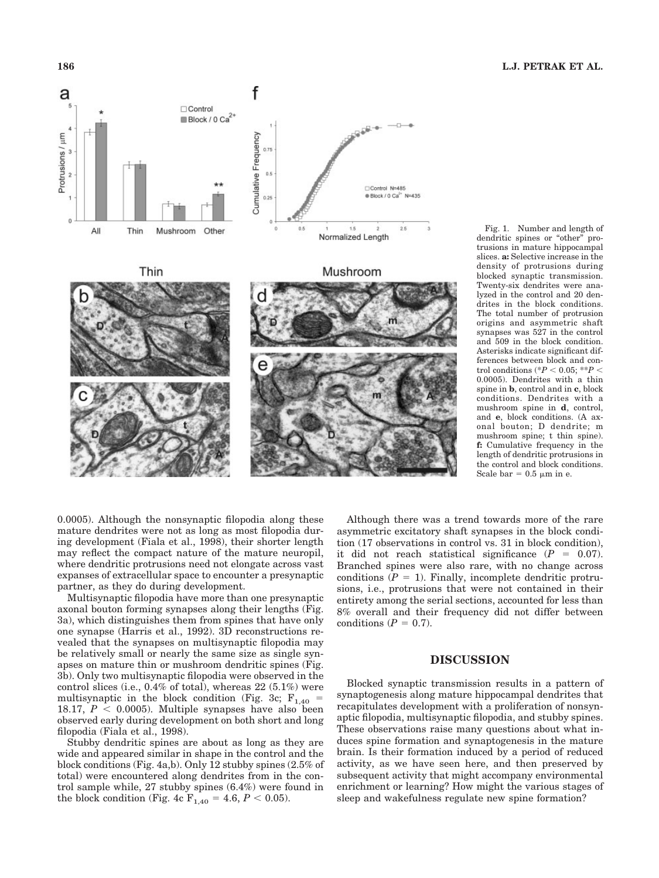Fig. 1. Number and length of dendritic spines or "other" protrusions in mature hippocampal slices. **a:** Selective increase in the density of protrusions during blocked synaptic transmission. Twenty-six dendrites were analyzed in the control and 20 dendrites in the block conditions. The total number of protrusion origins and asymmetric shaft synapses was 527 in the control and 509 in the block condition. Asterisks indicate significant differences between block and control conditions (* $P < 0.05$; ** $P < 0.0005$). Dendrites with a thin spine in **b**, control and in **c**, block conditions. Dendrites with a mushroom spine in **d**, control, and **e**, block conditions. (A axonal bouton; D dendrite; m mushroom spine; t thin spine). **f:** Cumulative frequency in the length of dendritic protrusions in the control and block conditions. Scale bar = 0.5 μm in e.

0.0005). Although the nonsynaptic filopodia along these mature dendrites were not as long as most filopodia during development (Fiala et al., 1998), their shorter length may reflect the compact nature of the mature neuropil, where dendritic protrusions need not elongate across vast expanses of extracellular space to encounter a presynaptic partner, as they do during development.

Multisynaptic filopodia have more than one presynaptic axonal bouton forming synapses along their lengths (Fig. 3a), which distinguishes them from spines that have only one synapse (Harris et al., 1992). 3D reconstructions revealed that the synapses on multisynaptic filopodia may be relatively small or nearly the same size as single synapses on mature thin or mushroom dendritic spines (Fig. 3b). Only two multisynaptic filopodia were observed in the control slices (i.e., 0.4% of total), whereas 22 (5.1%) were multisynaptic in the block condition (Fig. 3c; $F_{1,40} = 18.17$, $P < 0.0005$). Multiple synapses have also been observed early during development on both short and long filopodia (Fiala et al., 1998).

Stubby dendritic spines are about as long as they are wide and appeared similar in shape in the control and the block conditions (Fig. 4a,b). Only 12 stubby spines (2.5% of total) were encountered along dendrites from in the control sample while, 27 stubby spines (6.4%) were found in the block condition (Fig. 4c $F_{1,40} = 4.6$, $P < 0.05$).

Although there was a trend towards more of the rare asymmetric excitatory shaft synapses in the block condition (17 observations in control vs. 31 in block condition), it did not reach statistical significance ($P = 0.07$). Branched spines were also rare, with no change across conditions ($P = 1$). Finally, incomplete dendritic protrusions, i.e., protrusions that were not contained in their entirety among the serial sections, accounted for less than 8% overall and their frequency did not differ between conditions ($P = 0.7$).

## DISCUSSION

Blocked synaptic transmission results in a pattern of synaptogenesis along mature hippocampal dendrites that recapitulates development with a proliferation of nonsynaptic filopodia, multisynaptic filopodia, and stubby spines. These observations raise many questions about what induces spine formation and synaptogenesis in the mature brain. Is their formation induced by a period of reduced activity, as we have seen here, and then preserved by subsequent activity that might accompany environmental enrichment or learning? How might the various stages of sleep and wakefulness regulate new spine formation?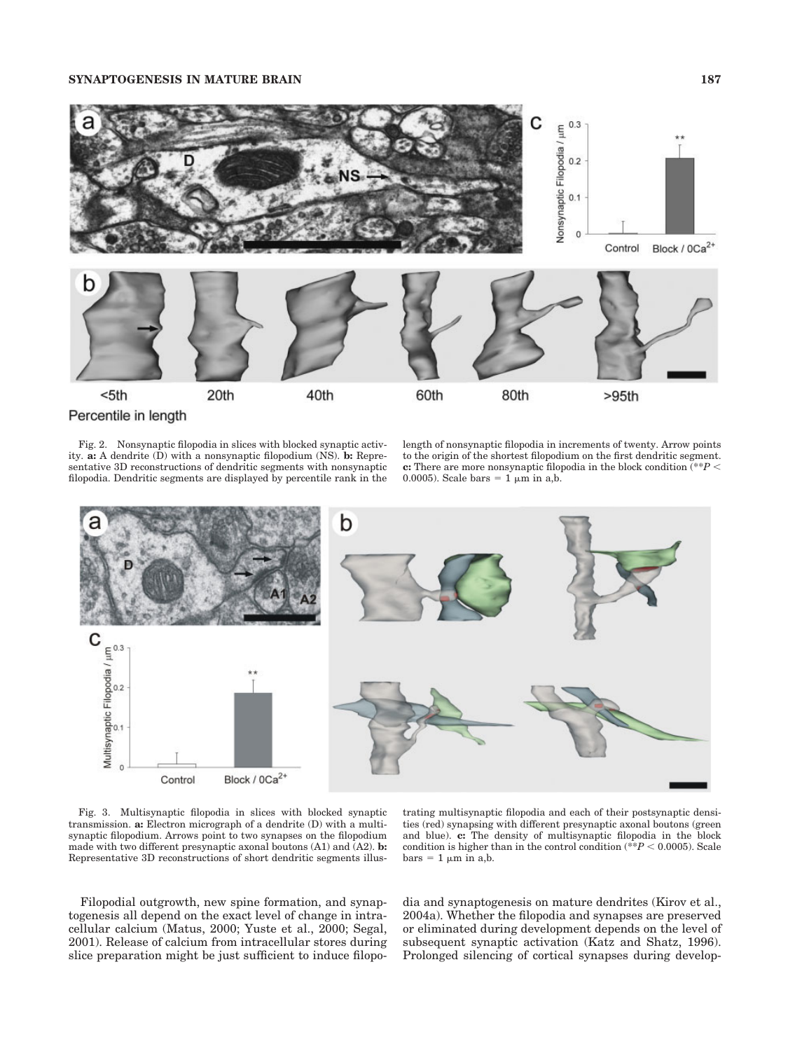Fig. 2. Nonsynaptic filopodia in slices with blocked synaptic activity. **a:** A dendrite (D) with a nonsynaptic filopodium (NS). **b:** Representative 3D reconstructions of dendritic segments with nonsynaptic filopodia. Dendritic segments are displayed by percentile rank in the length of nonsynaptic filopodia in increments of twenty. Arrow points to the origin of the shortest filopodium on the first dendritic segment. **c:** There are more nonsynaptic filopodia in the block condition (**$P < 0.0005$). Scale bars = 1 μm in a,b.

Fig. 3. Multisynaptic filopodia in slices with blocked synaptic transmission. **a:** Electron micrograph of a dendrite (D) with a multisynaptic filopodium. Arrows point to two synapses on the filopodium made with two different presynaptic axonal boutons (A1) and (A2). **b:** Representative 3D reconstructions of short dendritic segments illustrating multisynaptic filopodia and each of their postsynaptic densities (red) synapsing with different presynaptic axonal boutons (green and blue). **c:** The density of multisynaptic filopodia in the block condition is higher than in the control condition (**$P < 0.0005$). Scale bars = 1 μm in a,b.

Filopodial outgrowth, new spine formation, and synaptogenesis all depend on the exact level of change in intracellular calcium (Matus, 2000; Yuste et al., 2000; Segal, 2001). Release of calcium from intracellular stores during slice preparation might be just sufficient to induce filopodia and synaptogenesis on mature dendrites (Kirov et al., 2004a). Whether the filopodia and synapses are preserved or eliminated during development depends on the level of subsequent synaptic activation (Katz and Shatz, 1996). Prolonged silencing of cortical synapses during develop-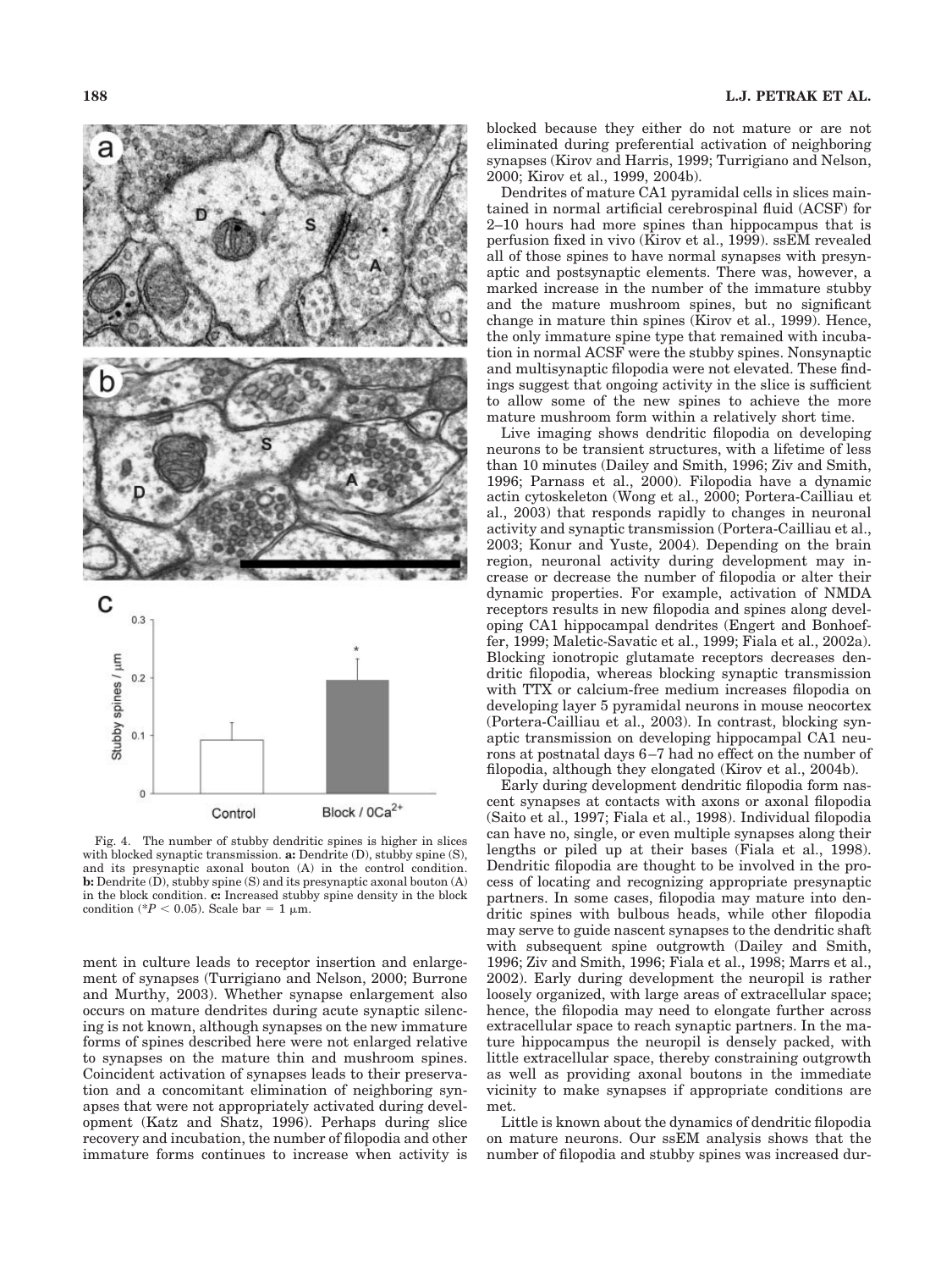Fig. 4. The number of stubby dendritic spines is higher in slices with blocked synaptic transmission. **a:** Dendrite (D), stubby spine (S), and its presynaptic axonal bouton (A) in the control condition. **b:** Dendrite (D), stubby spine (S) and its presynaptic axonal bouton (A) in the block condition. **c:** Increased stubby spine density in the block condition (*$P < 0.05$). Scale bar = 1 μm.

ment in culture leads to receptor insertion and enlargement of synapses (Turrigiano and Nelson, 2000; Burrone and Murthy, 2003). Whether synapse enlargement also occurs on mature dendrites during acute synaptic silencing is not known, although synapses on the new immature forms of spines described here were not enlarged relative to synapses on the mature thin and mushroom spines. Coincident activation of synapses leads to their preservation and a concomitant elimination of neighboring synapses that were not appropriately activated during development (Katz and Shatz, 1996). Perhaps during slice recovery and incubation, the number of filopodia and other immature forms continues to increase when activity is blocked because they either do not mature or are not eliminated during preferential activation of neighboring synapses (Kirov and Harris, 1999; Turrigiano and Nelson, 2000; Kirov et al., 1999, 2004b).

Dendrites of mature CA1 pyramidal cells in slices maintained in normal artificial cerebrospinal fluid (ACSF) for 2–10 hours had more spines than hippocampus that is perfusion fixed in vivo (Kirov et al., 1999). ssEM revealed all of those spines to have normal synapses with presynaptic and postsynaptic elements. There was, however, a marked increase in the number of the immature stubby and the mature mushroom spines, but no significant change in mature thin spines (Kirov et al., 1999). Hence, the only immature spine type that remained with incubation in normal ACSF were the stubby spines. Nonsynaptic and multisynaptic filopodia were not elevated. These findings suggest that ongoing activity in the slice is sufficient to allow some of the new spines to achieve the more mature mushroom form within a relatively short time.

Live imaging shows dendritic filopodia on developing neurons to be transient structures, with a lifetime of less than 10 minutes (Dailey and Smith, 1996; Ziv and Smith, 1996; Parnass et al., 2000). Filopodia have a dynamic actin cytoskeleton (Wong et al., 2000; Portera-Cailliau et al., 2003) that responds rapidly to changes in neuronal activity and synaptic transmission (Portera-Cailliau et al., 2003; Konur and Yuste, 2004). Depending on the brain region, neuronal activity during development may increase or decrease the number of filopodia or alter their dynamic properties. For example, activation of NMDA receptors results in new filopodia and spines along developing CA1 hippocampal dendrites (Engert and Bonhoeffer, 1999; Maletic-Savatic et al., 1999; Fiala et al., 2002a). Blocking ionotropic glutamate receptors decreases dendritic filopodia, whereas blocking synaptic transmission with TTX or calcium-free medium increases filopodia on developing layer 5 pyramidal neurons in mouse neocortex (Portera-Cailliau et al., 2003). In contrast, blocking synaptic transmission on developing hippocampal CA1 neurons at postnatal days 6–7 had no effect on the number of filopodia, although they elongated (Kirov et al., 2004b).

Early during development dendritic filopodia form nascent synapses at contacts with axons or axonal filopodia (Saito et al., 1997; Fiala et al., 1998). Individual filopodia can have no, single, or even multiple synapses along their lengths or piled up at their bases (Fiala et al., 1998). Dendritic filopodia are thought to be involved in the process of locating and recognizing appropriate presynaptic partners. In some cases, filopodia may mature into dendritic spines with bulbous heads, while other filopodia may serve to guide nascent synapses to the dendritic shaft with subsequent spine outgrowth (Dailey and Smith, 1996; Ziv and Smith, 1996; Fiala et al., 1998; Marrs et al., 2002). Early during development the neuropil is rather loosely organized, with large areas of extracellular space; hence, the filopodia may need to elongate further across extracellular space to reach synaptic partners. In the mature hippocampus the neuropil is densely packed, with little extracellular space, thereby constraining outgrowth as well as providing axonal boutons in the immediate vicinity to make synapses if appropriate conditions are met.

Little is known about the dynamics of dendritic filopodia on mature neurons. Our ssEM analysis shows that the number of filopodia and stubby spines was increased dur-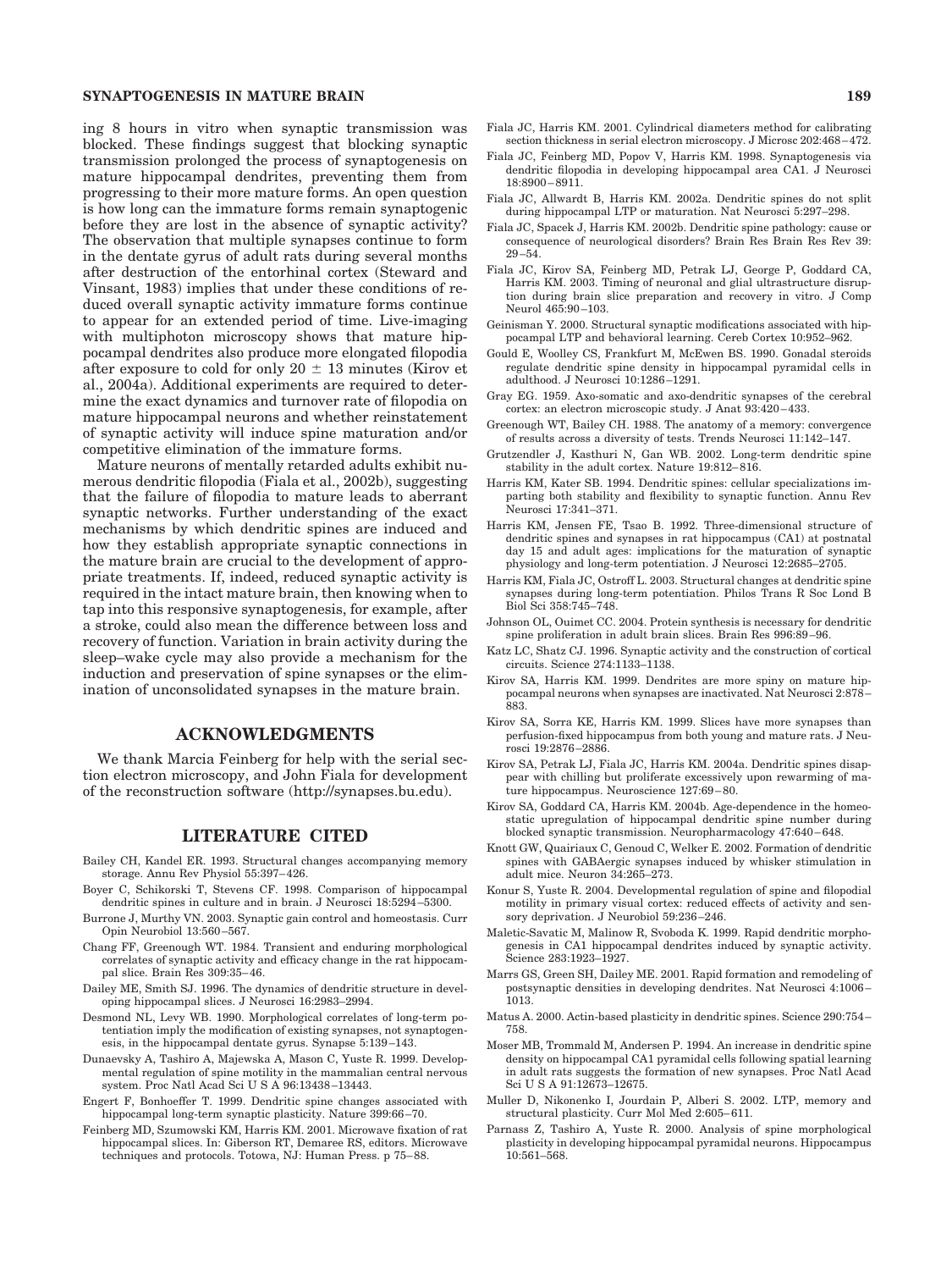ing 8 hours in vitro when synaptic transmission was blocked. These findings suggest that blocking synaptic transmission prolonged the process of synaptogenesis on mature hippocampal dendrites, preventing them from progressing to their more mature forms. An open question is how long can the immature forms remain synaptogenic before they are lost in the absence of synaptic activity? The observation that multiple synapses continue to form in the dentate gyrus of adult rats during several months after destruction of the entorhinal cortex (Steward and Vinsant, 1983) implies that under these conditions of reduced overall synaptic activity immature forms continue to appear for an extended period of time. Live-imaging with multiphoton microscopy shows that mature hippocampal dendrites also produce more elongated filopodia after exposure to cold for only $20 \pm 13$ minutes (Kirov et al., 2004a). Additional experiments are required to determine the exact dynamics and turnover rate of filopodia on mature hippocampal neurons and whether reinstatement of synaptic activity will induce spine maturation and/or competitive elimination of the immature forms.

Mature neurons of mentally retarded adults exhibit numerous dendritic filopodia (Fiala et al., 2002b), suggesting that the failure of filopodia to mature leads to aberrant synaptic networks. Further understanding of the exact mechanisms by which dendritic spines are induced and how they establish appropriate synaptic connections in the mature brain are crucial to the development of appropriate treatments. If, indeed, reduced synaptic activity is required in the intact mature brain, then knowing when to tap into this responsive synaptogenesis, for example, after a stroke, could also mean the difference between loss and recovery of function. Variation in brain activity during the sleep–wake cycle may also provide a mechanism for the induction and preservation of spine synapses or the elimination of unconsolidated synapses in the mature brain.

## ACKNOWLEDGMENTS

We thank Marcia Feinberg for help with the serial section electron microscopy, and John Fiala for development of the reconstruction software (http://synapses.bu.edu).

## LITERATURE CITED

Bailey CH, Kandel ER. 1993. Structural changes accompanying memory storage. Annu Rev Physiol 55:397–426.

Boyer C, Schikorski T, Stevens CF. 1998. Comparison of hippocampal dendritic spines in culture and in brain. J Neurosci 18:5294–5300.

Burrone J, Murthy VN. 2003. Synaptic gain control and homeostasis. Curr Opin Neurobiol 13:560–567.

Chang FF, Greenough WT. 1984. Transient and enduring morphological correlates of synaptic activity and efficacy change in the rat hippocampal slice. Brain Res 309:35–46.

Dailey ME, Smith SJ. 1996. The dynamics of dendritic structure in developing hippocampal slices. J Neurosci 16:2983–2994.

Desmond NL, Levy WB. 1990. Morphological correlates of long-term potentiation imply the modification of existing synapses, not synaptogenesis, in the hippocampal dentate gyrus. Synapse 5:139–143.

Dunaevsky A, Tashiro A, Majewska A, Mason C, Yuste R. 1999. Developmental regulation of spine motility in the mammalian central nervous system. Proc Natl Acad Sci U S A 96:13438–13443.

Engert F, Bonhoeffer T. 1999. Dendritic spine changes associated with hippocampal long-term synaptic plasticity. Nature 399:66–70.

Feinberg MD, Szumowski KM, Harris KM. 2001. Microwave fixation of rat hippocampal slices. In: Giberson RT, Demaree RS, editors. Microwave techniques and protocols. Totowa, NJ: Human Press. p 75–88.

Fiala JC, Harris KM. 2001. Cylindrical diameters method for calibrating section thickness in serial electron microscopy. J Microsc 202:468–472.

Fiala JC, Feinberg MD, Popov V, Harris KM. 1998. Synaptogenesis via dendritic filopodia in developing hippocampal area CA1. J Neurosci 18:8900–8911.

Fiala JC, Allwardt B, Harris KM. 2002a. Dendritic spines do not split during hippocampal LTP or maturation. Nat Neurosci 5:297–298.

Fiala JC, Spacek J, Harris KM. 2002b. Dendritic spine pathology: cause or consequence of neurological disorders? Brain Res Brain Res Rev 39: 29–54.

Fiala JC, Kirov SA, Feinberg MD, Petrak LJ, George P, Goddard CA, Harris KM. 2003. Timing of neuronal and glial ultrastructure disruption during brain slice preparation and recovery in vitro. J Comp Neurol 465:90–103.

Geinisman Y. 2000. Structural synaptic modifications associated with hippocampal LTP and behavioral learning. Cereb Cortex 10:952–962.

Gould E, Woolley CS, Frankfurt M, McEwen BS. 1990. Gonadal steroids regulate dendritic spine density in hippocampal pyramidal cells in adulthood. J Neurosci 10:1286–1291.

Gray EG. 1959. Axo-somatic and axo-dendritic synapses of the cerebral cortex: an electron microscopic study. J Anat 93:420–433.

Greenough WT, Bailey CH. 1988. The anatomy of a memory: convergence of results across a diversity of tests. Trends Neurosci 11:142–147.

Grutzendler J, Kasthuri N, Gan WB. 2002. Long-term dendritic spine stability in the adult cortex. Nature 19:812–816.

Harris KM, Kater SB. 1994. Dendritic spines: cellular specializations imparting both stability and flexibility to synaptic function. Annu Rev Neurosci 17:341–371.

Harris KM, Jensen FE, Tsao B. 1992. Three-dimensional structure of dendritic spines and synapses in rat hippocampus (CA1) at postnatal day 15 and adult ages: implications for the maturation of synaptic physiology and long-term potentiation. J Neurosci 12:2685–2705.

Harris KM, Fiala JC, Ostroff L. 2003. Structural changes at dendritic spine synapses during long-term potentiation. Philos Trans R Soc Lond B Biol Sci 358:745–748.

Johnson OL, Ouimet CC. 2004. Protein synthesis is necessary for dendritic spine proliferation in adult brain slices. Brain Res 996:89–96.

Katz LC, Shatz CJ. 1996. Synaptic activity and the construction of cortical circuits. Science 274:1133–1138.

Kirov SA, Harris KM. 1999. Dendrites are more spiny on mature hippocampal neurons when synapses are inactivated. Nat Neurosci 2:878–883.

Kirov SA, Sorra KE, Harris KM. 1999. Slices have more synapses than perfusion-fixed hippocampus from both young and mature rats. J Neurosci 19:2876–2886.

Kirov SA, Petrak LJ, Fiala JC, Harris KM. 2004a. Dendritic spines disappear with chilling but proliferate excessively upon rewarming of mature hippocampus. Neuroscience 127:69–80.

Kirov SA, Goddard CA, Harris KM. 2004b. Age-dependence in the homeostatic upregulation of hippocampal dendritic spine number during blocked synaptic transmission. Neuropharmacology 47:640–648.

Knott GW, Quairiaux C, Genoud C, Welker E. 2002. Formation of dendritic spines with GABAergic synapses induced by whisker stimulation in adult mice. Neuron 34:265–273.

Konur S, Yuste R. 2004. Developmental regulation of spine and filopodial motility in primary visual cortex: reduced effects of activity and sensory deprivation. J Neurobiol 59:236–246.

Maletic-Savatic M, Malinow R, Svoboda K. 1999. Rapid dendritic morphogenesis in CA1 hippocampal dendrites induced by synaptic activity. Science 283:1923–1927.

Marrs GS, Green SH, Dailey ME. 2001. Rapid formation and remodeling of postsynaptic densities in developing dendrites. Nat Neurosci 4:1006–1013.

Matus A. 2000. Actin-based plasticity in dendritic spines. Science 290:754–758.

Moser MB, Trommald M, Andersen P. 1994. An increase in dendritic spine density on hippocampal CA1 pyramidal cells following spatial learning in adult rats suggests the formation of new synapses. Proc Natl Acad Sci U S A 91:12673–12675.

Muller D, Nikonenko I, Jourdain P, Alberi S. 2002. LTP, memory and structural plasticity. Curr Mol Med 2:605–611.

Parnass Z, Tashiro A, Yuste R. 2000. Analysis of spine morphological plasticity in developing hippocampal pyramidal neurons. Hippocampus 10:561–568.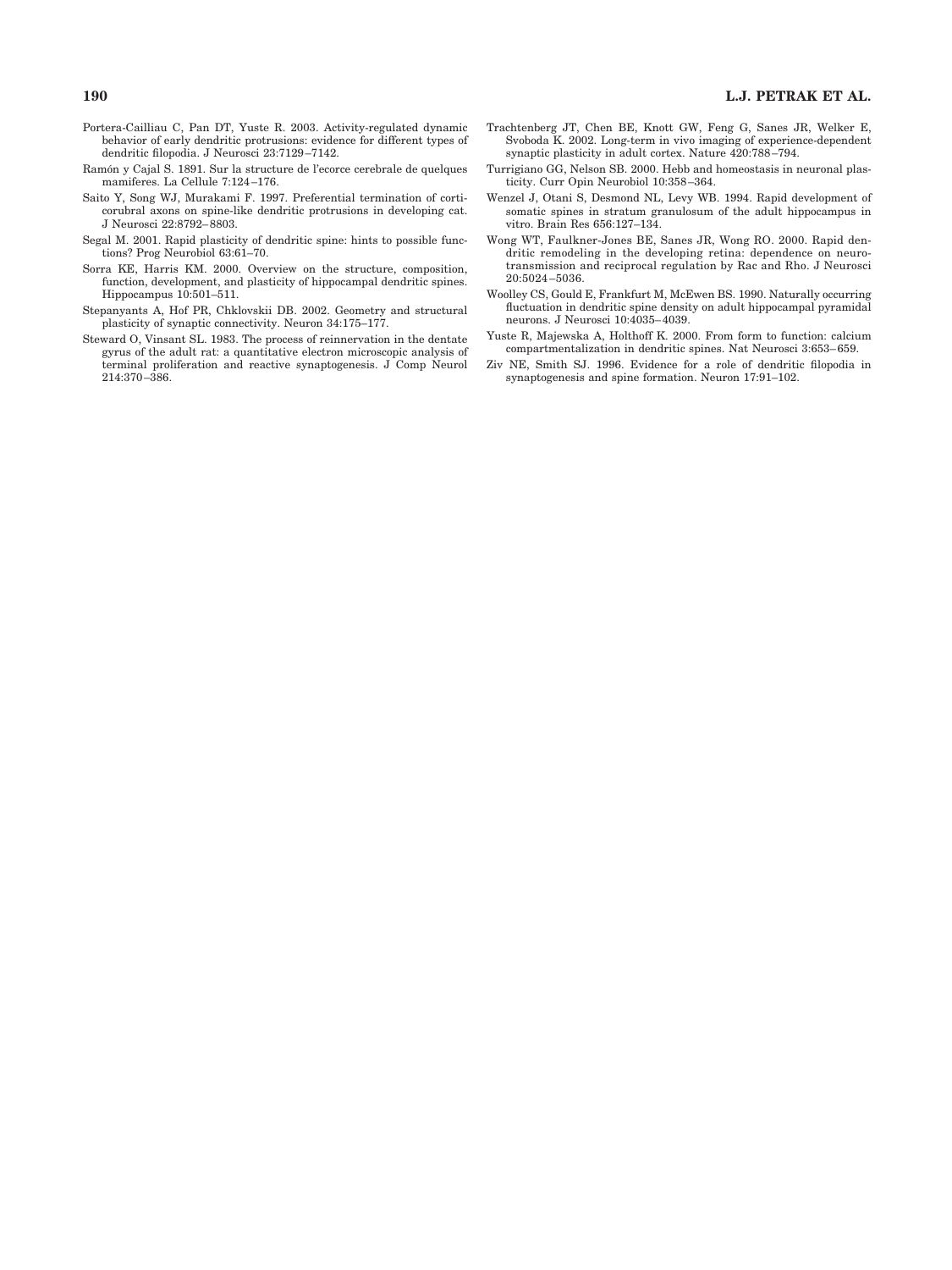Portera-Cailliau C, Pan DT, Yuste R. 2003. Activity-regulated dynamic behavior of early dendritic protrusions: evidence for different types of dendritic filopodia. J Neurosci 23:7129–7142.

Ramón y Cajal S. 1891. Sur la structure de l'ecorce cerebrale de quelques mamiferes. La Cellule 7:124–176.

Saito Y, Song WJ, Murakami F. 1997. Preferential termination of corticorubral axons on spine-like dendritic protrusions in developing cat. J Neurosci 22:8792–8803.

Segal M. 2001. Rapid plasticity of dendritic spine: hints to possible functions? Prog Neurobiol 63:61–70.

Sorra KE, Harris KM. 2000. Overview on the structure, composition, function, development, and plasticity of hippocampal dendritic spines. Hippocampus 10:501–511.

Stepanyants A, Hof PR, Chklovskii DB. 2002. Geometry and structural plasticity of synaptic connectivity. Neuron 34:175–177.

Steward O, Vinsant SL. 1983. The process of reinnervation in the dentate gyrus of the adult rat: a quantitative electron microscopic analysis of terminal proliferation and reactive synaptogenesis. J Comp Neurol 214:370–386.

Trachtenberg JT, Chen BE, Knott GW, Feng G, Sanes JR, Welker E, Svoboda K. 2002. Long-term in vivo imaging of experience-dependent synaptic plasticity in adult cortex. Nature 420:788–794.

Turrigiano GG, Nelson SB. 2000. Hebb and homeostasis in neuronal plasticity. Curr Opin Neurobiol 10:358–364.

Wenzel J, Otani S, Desmond NL, Levy WB. 1994. Rapid development of somatic spines in stratum granulosum of the adult hippocampus in vitro. Brain Res 656:127–134.

Wong WT, Faulkner-Jones BE, Sanes JR, Wong RO. 2000. Rapid dendritic remodeling in the developing retina: dependence on neurotransmission and reciprocal regulation by Rac and Rho. J Neurosci 20:5024–5036.

Woolley CS, Gould E, Frankfurt M, McEwen BS. 1990. Naturally occurring fluctuation in dendritic spine density on adult hippocampal pyramidal neurons. J Neurosci 10:4035–4039.

Yuste R, Majewska A, Holthoff K. 2000. From form to function: calcium compartmentalization in dendritic spines. Nat Neurosci 3:653–659.

Ziv NE, Smith SJ. 1996. Evidence for a role of dendritic filopodia in synaptogenesis and spine formation. Neuron 17:91–102.